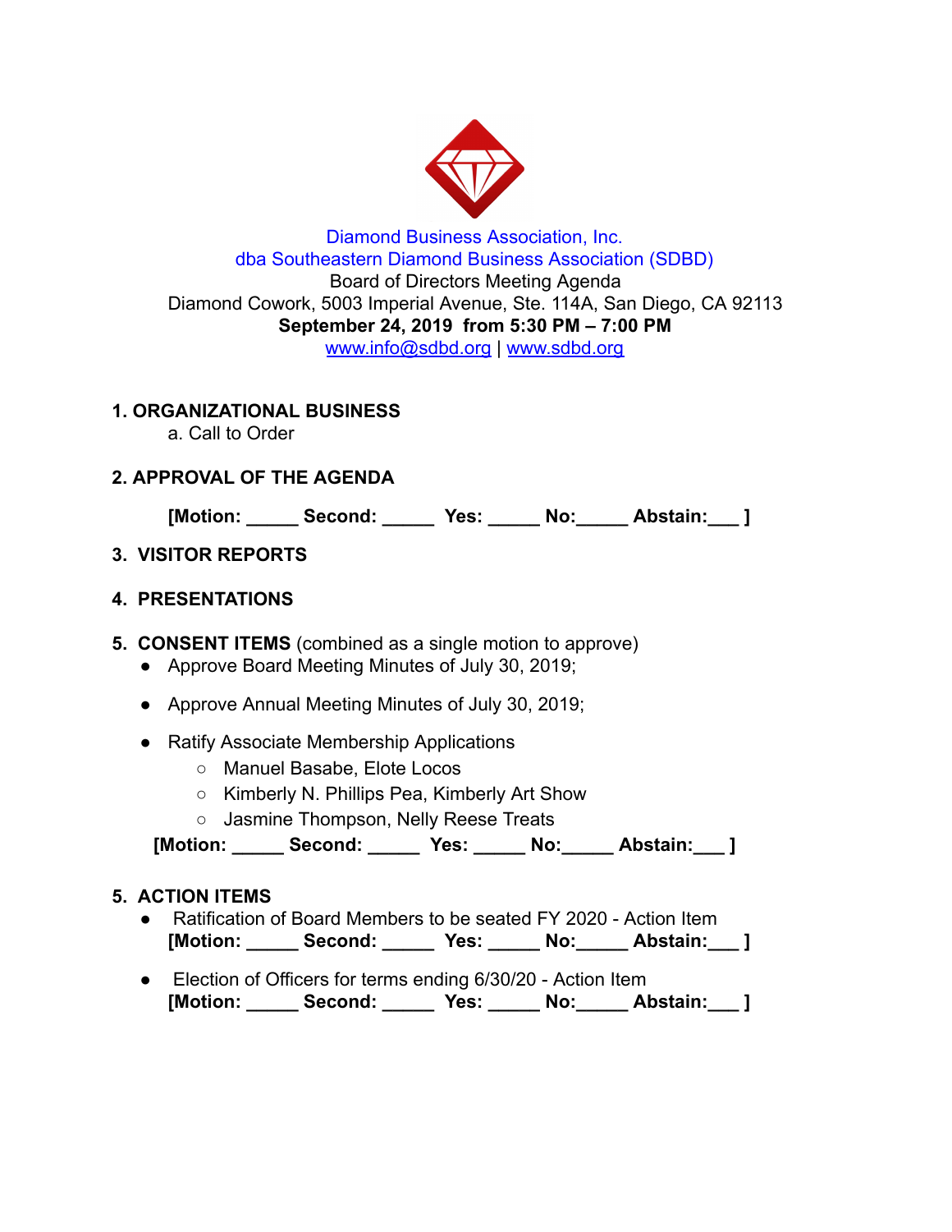Diamond Business Association, Inc.
dba Southeastern Diamond Business Association (SDBD)
Board of Directors Meeting Agenda
Diamond Cowork, 5003 Imperial Avenue, Ste. 114A, San Diego, CA 92113
**September 24, 2019 from 5:30 PM – 7:00 PM**
www.info@sdbd.org | www.sdbd.org

**1. ORGANIZATIONAL BUSINESS**

a. Call to Order

**2. APPROVAL OF THE AGENDA**

**[Motion: _____ Second: _____ Yes: _____ No:_____ Abstain:___ ]**

**3. VISITOR REPORTS**

**4. PRESENTATIONS**

**5. CONSENT ITEMS** (combined as a single motion to approve)

- Approve Board Meeting Minutes of July 30, 2019;
- Approve Annual Meeting Minutes of July 30, 2019;
- Ratify Associate Membership Applications
  - Manuel Basabe, Elote Locos
  - Kimberly N. Phillips Pea, Kimberly Art Show
  - Jasmine Thompson, Nelly Reese Treats

**[Motion: _____ Second: _____ Yes: _____ No:_____ Abstain:___ ]**

**5. ACTION ITEMS**

- Ratification of Board Members to be seated FY 2020 - Action Item
  **[Motion: _____ Second: _____ Yes: _____ No:_____ Abstain:___ ]**
- Election of Officers for terms ending 6/30/20 - Action Item
  **[Motion: _____ Second: _____ Yes: _____ No:_____ Abstain:___ ]**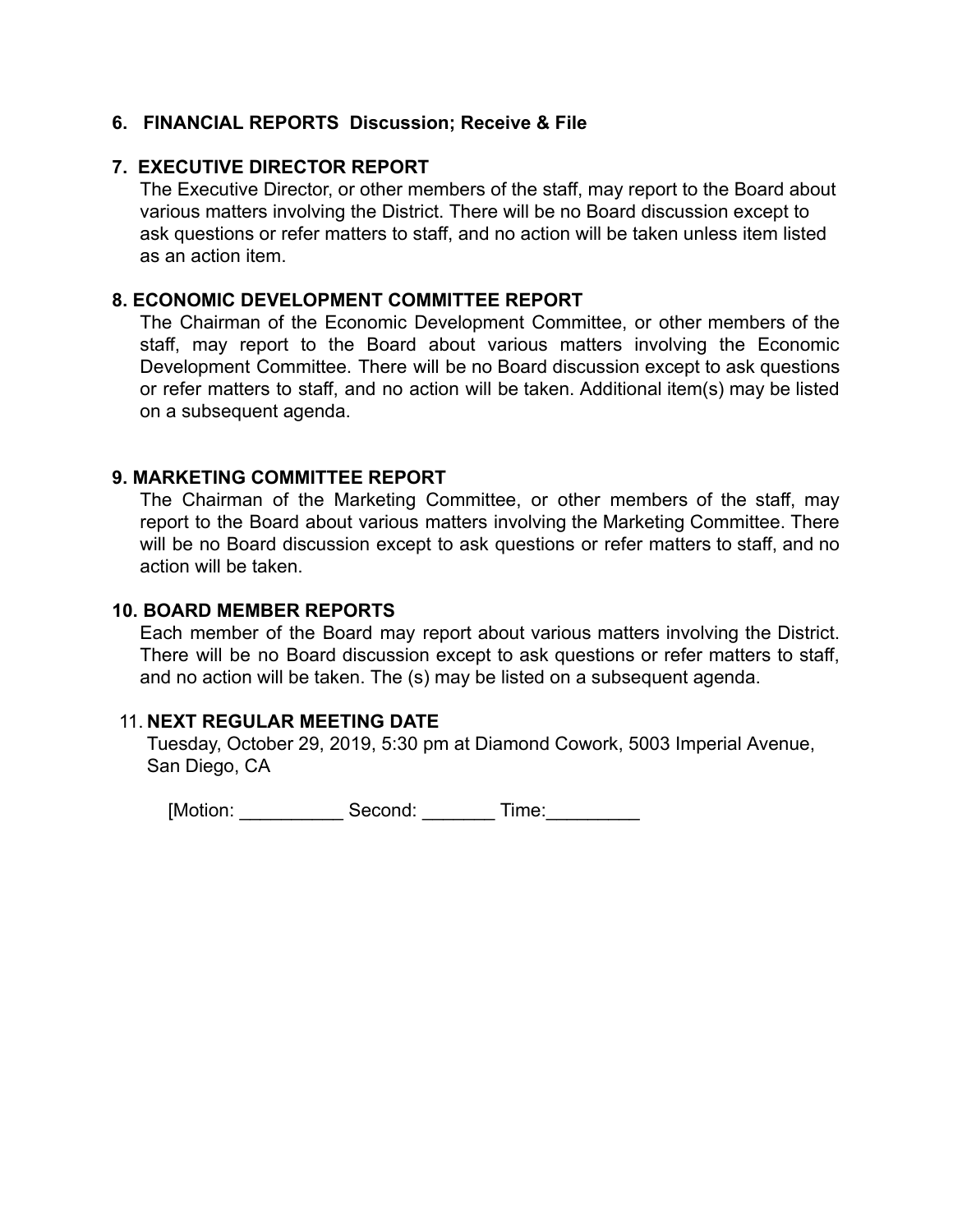**6. FINANCIAL REPORTS Discussion; Receive & File**

**7. EXECUTIVE DIRECTOR REPORT**

The Executive Director, or other members of the staff, may report to the Board about various matters involving the District. There will be no Board discussion except to ask questions or refer matters to staff, and no action will be taken unless item listed as an action item.

**8. ECONOMIC DEVELOPMENT COMMITTEE REPORT**

The Chairman of the Economic Development Committee, or other members of the staff, may report to the Board about various matters involving the Economic Development Committee. There will be no Board discussion except to ask questions or refer matters to staff, and no action will be taken. Additional item(s) may be listed on a subsequent agenda.

**9. MARKETING COMMITTEE REPORT**

The Chairman of the Marketing Committee, or other members of the staff, may report to the Board about various matters involving the Marketing Committee. There will be no Board discussion except to ask questions or refer matters to staff, and no action will be taken.

**10. BOARD MEMBER REPORTS**

Each member of the Board may report about various matters involving the District. There will be no Board discussion except to ask questions or refer matters to staff, and no action will be taken. The (s) may be listed on a subsequent agenda.

11. **NEXT REGULAR MEETING DATE**

Tuesday, October 29, 2019, 5:30 pm at Diamond Cowork, 5003 Imperial Avenue, San Diego, CA

[Motion: __________ Second: _______ Time:_________